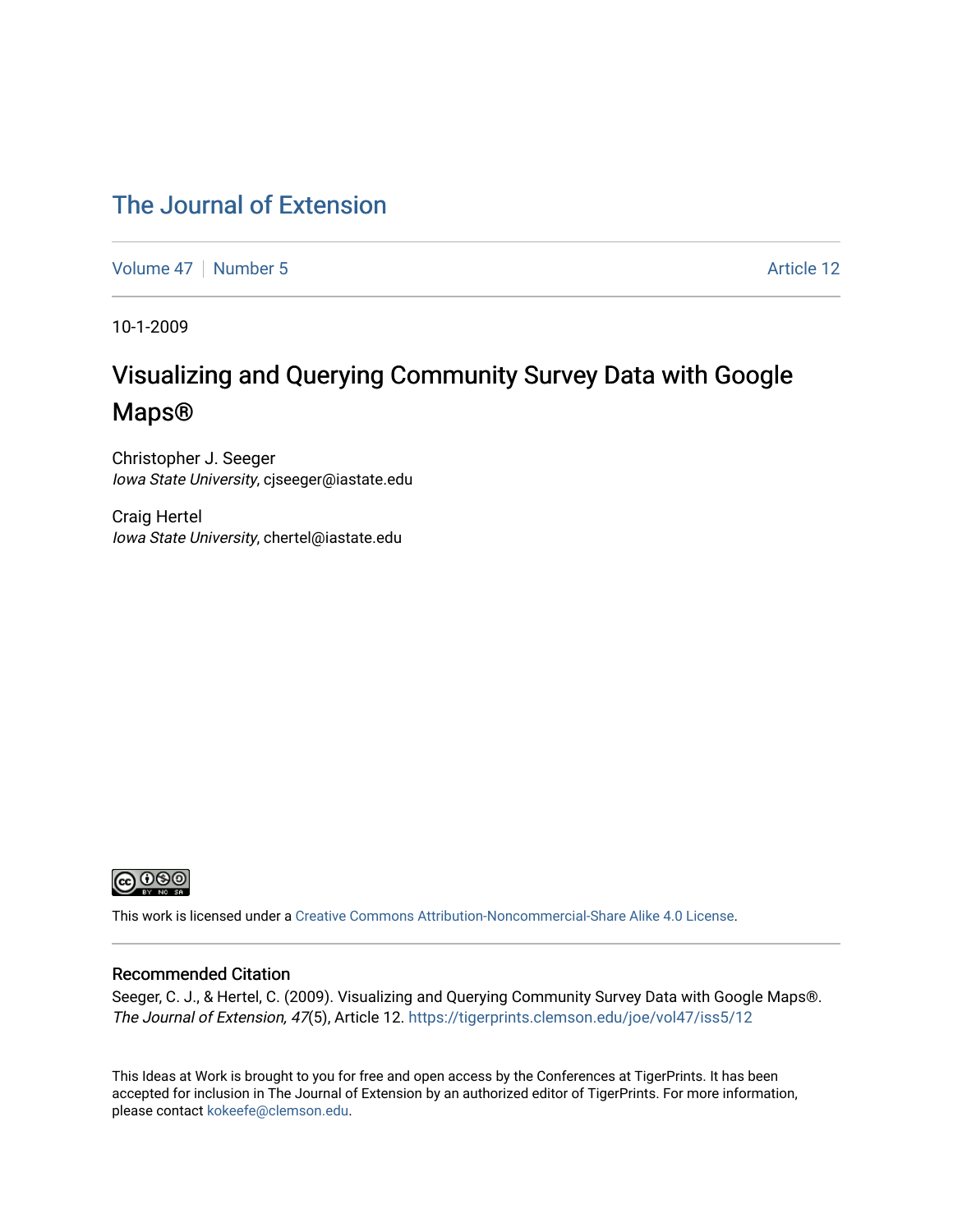# The Journal of Extension

Volume 47 | Number 5 | Article 12

10-1-2009

# Visualizing and Querying Community Survey Data with Google Maps®

Christopher J. Seeger
*Iowa State University*, cjseeger@iastate.edu

Craig Hertel
*Iowa State University*, chertel@iastate.edu

This work is licensed under a Creative Commons Attribution-Noncommercial-Share Alike 4.0 License.

## Recommended Citation

Seeger, C. J., & Hertel, C. (2009). Visualizing and Querying Community Survey Data with Google Maps®. *The Journal of Extension, 47*(5), Article 12. https://tigerprints.clemson.edu/joe/vol47/iss5/12

This Ideas at Work is brought to you for free and open access by the Conferences at TigerPrints. It has been accepted for inclusion in The Journal of Extension by an authorized editor of TigerPrints. For more information, please contact kokeefe@clemson.edu.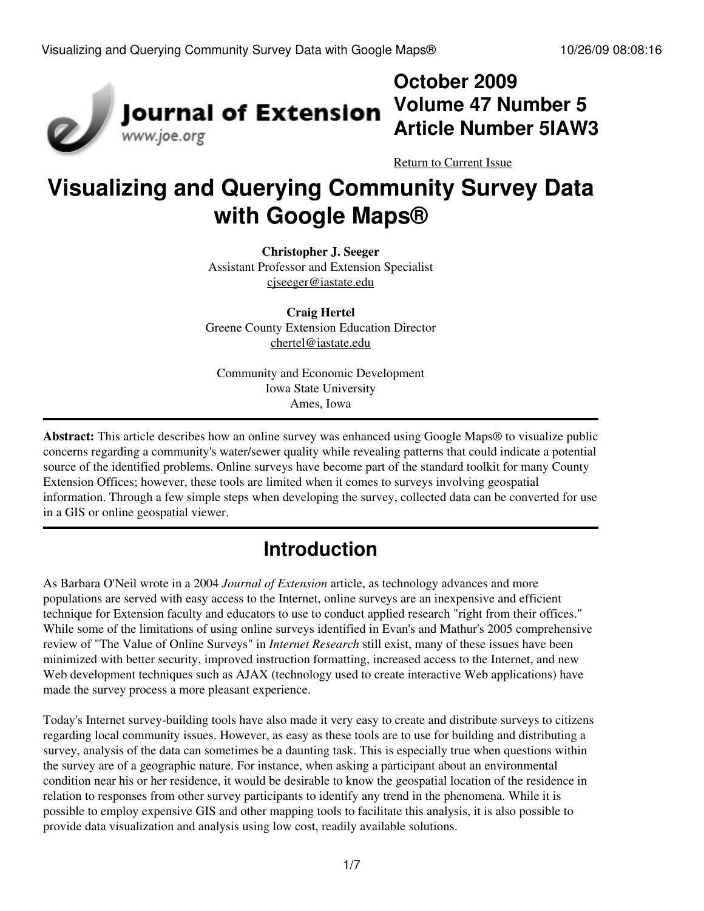# Visualizing and Querying Community Survey Data with Google Maps®

**Christopher J. Seeger**
Assistant Professor and Extension Specialist
cjseeger@iastate.edu

**Craig Hertel**
Greene County Extension Education Director
chertel@iastate.edu

Community and Economic Development
Iowa State University
Ames, Iowa

**Abstract:** This article describes how an online survey was enhanced using Google Maps® to visualize public concerns regarding a community's water/sewer quality while revealing patterns that could indicate a potential source of the identified problems. Online surveys have become part of the standard toolkit for many County Extension Offices; however, these tools are limited when it comes to surveys involving geospatial information. Through a few simple steps when developing the survey, collected data can be converted for use in a GIS or online geospatial viewer.

## Introduction

As Barbara O'Neil wrote in a 2004 *Journal of Extension* article, as technology advances and more populations are served with easy access to the Internet, online surveys are an inexpensive and efficient technique for Extension faculty and educators to use to conduct applied research "right from their offices." While some of the limitations of using online surveys identified in Evan's and Mathur's 2005 comprehensive review of "The Value of Online Surveys" in *Internet Research* still exist, many of these issues have been minimized with better security, improved instruction formatting, increased access to the Internet, and new Web development techniques such as AJAX (technology used to create interactive Web applications) have made the survey process a more pleasant experience.

Today's Internet survey-building tools have also made it very easy to create and distribute surveys to citizens regarding local community issues. However, as easy as these tools are to use for building and distributing a survey, analysis of the data can sometimes be a daunting task. This is especially true when questions within the survey are of a geographic nature. For instance, when asking a participant about an environmental condition near his or her residence, it would be desirable to know the geospatial location of the residence in relation to responses from other survey participants to identify any trend in the phenomena. While it is possible to employ expensive GIS and other mapping tools to facilitate this analysis, it is also possible to provide data visualization and analysis using low cost, readily available solutions.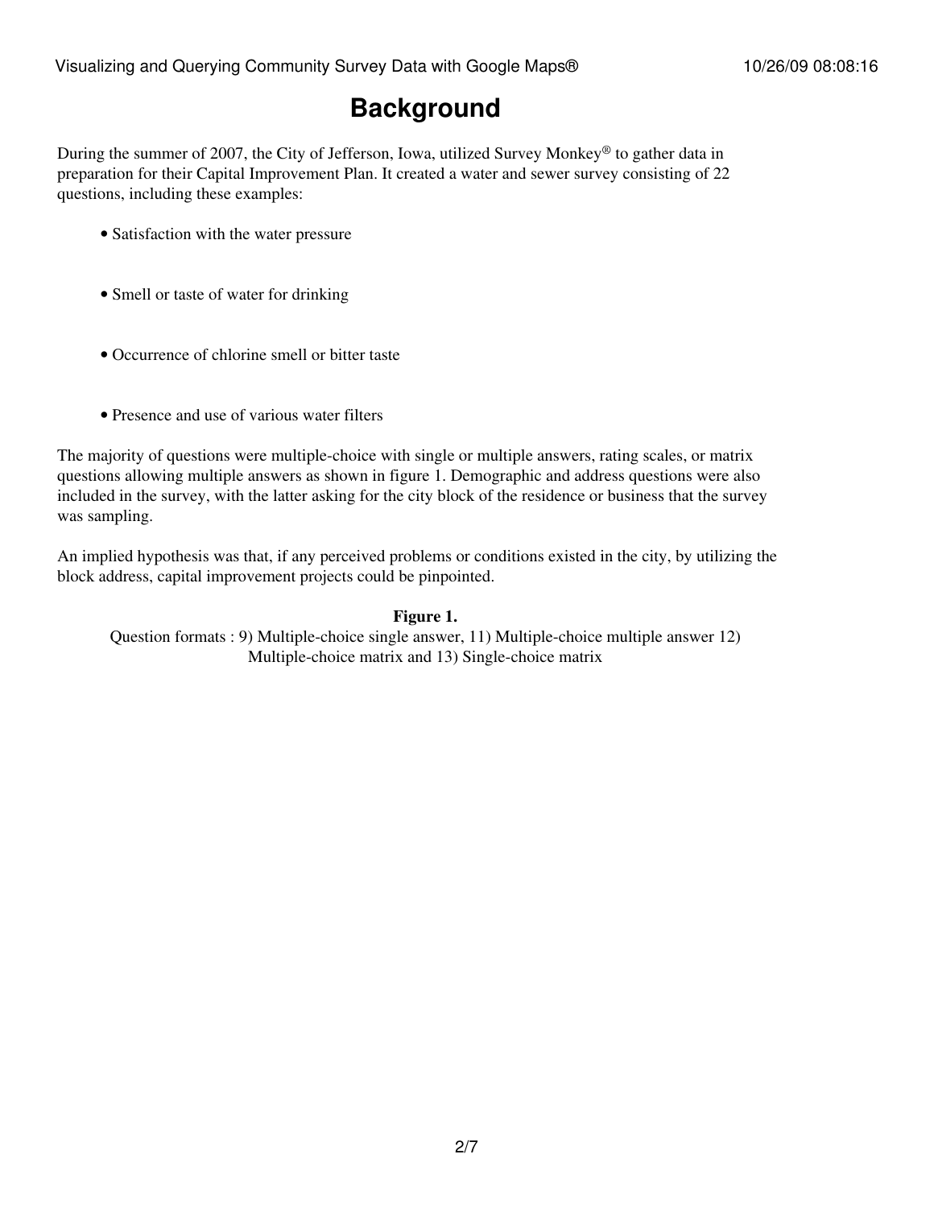# Background

During the summer of 2007, the City of Jefferson, Iowa, utilized Survey Monkey® to gather data in preparation for their Capital Improvement Plan. It created a water and sewer survey consisting of 22 questions, including these examples:

- Satisfaction with the water pressure
- Smell or taste of water for drinking
- Occurrence of chlorine smell or bitter taste
- Presence and use of various water filters

The majority of questions were multiple-choice with single or multiple answers, rating scales, or matrix questions allowing multiple answers as shown in figure 1. Demographic and address questions were also included in the survey, with the latter asking for the city block of the residence or business that the survey was sampling.

An implied hypothesis was that, if any perceived problems or conditions existed in the city, by utilizing the block address, capital improvement projects could be pinpointed.

**Figure 1.**
Question formats : 9) Multiple-choice single answer, 11) Multiple-choice multiple answer 12) Multiple-choice matrix and 13) Single-choice matrix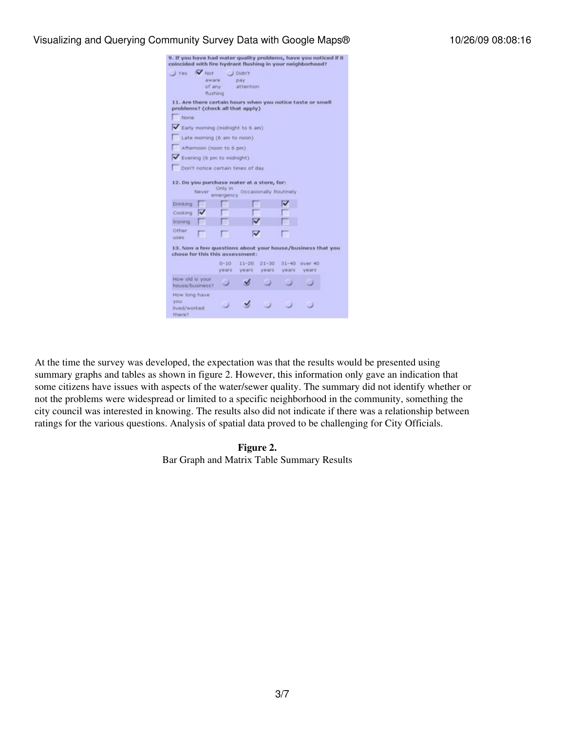9. If you have had water quality problems, have you noticed if it coincided with fire hydrant flushing in your neighborhood?

- Yes
- ☑ Not aware of any flushing
- Didn't pay attention

11. Are there certain hours when you notice taste or smell problems? (check all that apply)

- ☐ None
- ☑ Early morning (midnight to 6 am)
- ☐ Late morning (6 am to noon)
- ☐ Afternoon (noon to 6 pm)
- ☑ Evening (6 pm to midnight)
- ☐ Don't notice certain times of day

12. Do you purchase water at a store, for:

| | Never | Only in emergency | Occasionally | Routinely |
|---|---|---|---|---|
| Drinking | ☐ | ☐ | ☐ | ☑ |
| Cooking | ☑ | ☐ | ☐ | ☐ |
| Ironing | ☐ | ☐ | ☑ | ☐ |
| Other uses | ☐ | ☐ | ☑ | ☐ |

13. Now a few questions about your house/business that you chose for this this assessment:

| | 0-10 years | 11-20 years | 21-30 years | 31-40 years | over 40 years |
|---|---|---|---|---|---|
| How old is your house/business? | | ✓ | | | |
| How long have you lived/worked there? | | ✓ | | | |

At the time the survey was developed, the expectation was that the results would be presented using summary graphs and tables as shown in figure 2. However, this information only gave an indication that some citizens have issues with aspects of the water/sewer quality. The summary did not identify whether or not the problems were widespread or limited to a specific neighborhood in the community, something the city council was interested in knowing. The results also did not indicate if there was a relationship between ratings for the various questions. Analysis of spatial data proved to be challenging for City Officials.

**Figure 2.**
Bar Graph and Matrix Table Summary Results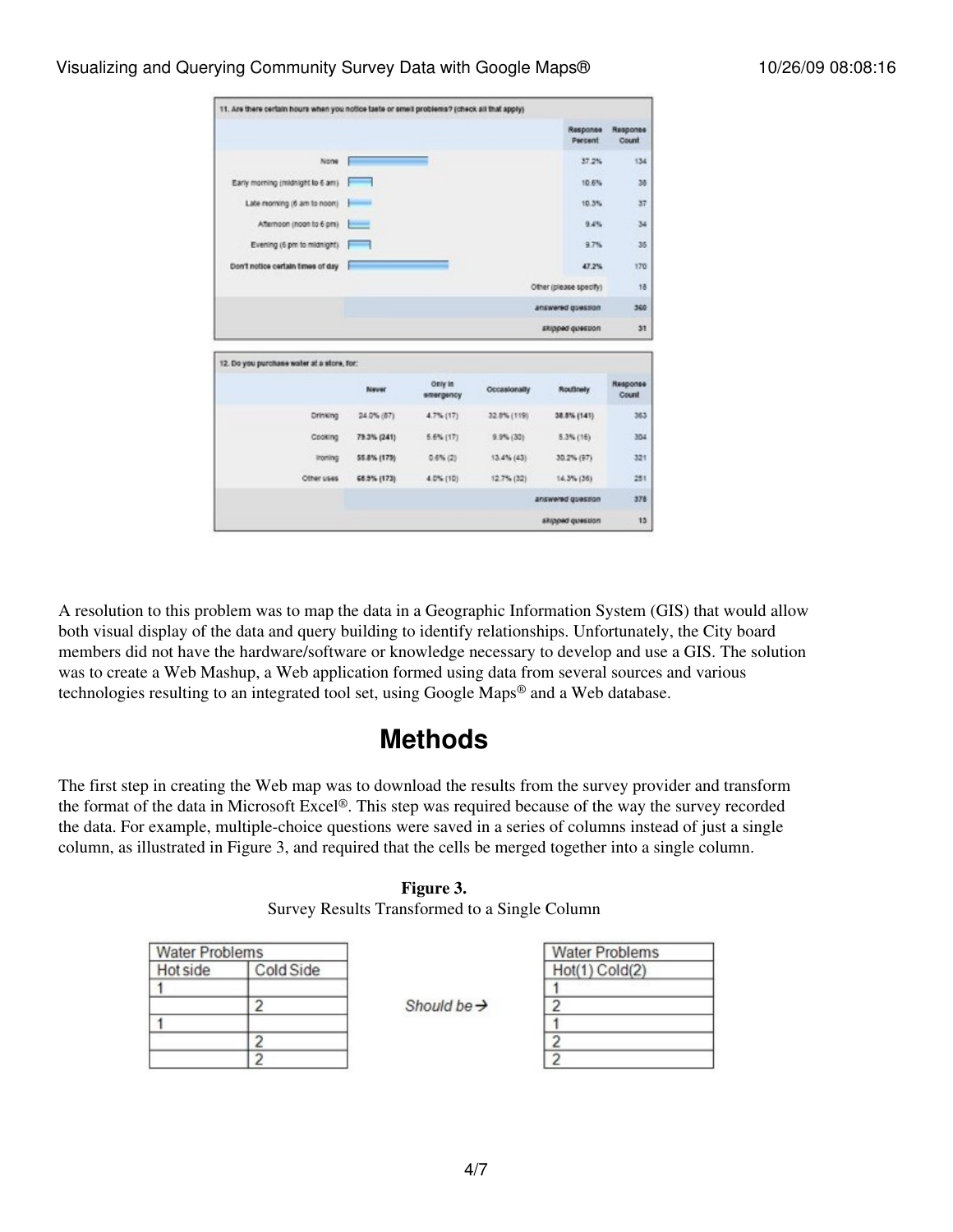| 11. Are there certain hours when you notice taste or smell problems? (check all that apply) | Response Percent | Response Count |
|---|---|---|
| None | 37.2% | 134 |
| Early morning (midnight to 6 am) | 10.6% | 38 |
| Late morning (6 am to noon) | 10.3% | 37 |
| Afternoon (noon to 6 pm) | 9.4% | 34 |
| Evening (6 pm to midnight) | 9.7% | 35 |
| Don't notice certain times of day | 47.2% | 170 |
| | Other (please specify) | 18 |
| | answered question | 360 |
| | skipped question | 31 |

| 12. Do you purchase water at a store, for: | Never | Only in emergency | Occasionally | Routinely | Response Count |
|---|---|---|---|---|---|
| Drinking | 24.0% (87) | 4.7% (17) | 32.8% (119) | 38.8% (141) | 363 |
| Cooking | 79.3% (241) | 5.6% (17) | 9.9% (30) | 5.3% (16) | 304 |
| Ironing | 55.8% (179) | 0.6% (2) | 13.4% (43) | 30.2% (97) | 321 |
| Other uses | 68.9% (173) | 4.0% (10) | 12.7% (32) | 14.3% (36) | 251 |
| | | | | answered question | 378 |
| | | | | skipped question | 13 |

A resolution to this problem was to map the data in a Geographic Information System (GIS) that would allow both visual display of the data and query building to identify relationships. Unfortunately, the City board members did not have the hardware/software or knowledge necessary to develop and use a GIS. The solution was to create a Web Mashup, a Web application formed using data from several sources and various technologies resulting to an integrated tool set, using Google Maps® and a Web database.

## Methods

The first step in creating the Web map was to download the results from the survey provider and transform the format of the data in Microsoft Excel®. This step was required because of the way the survey recorded the data. For example, multiple-choice questions were saved in a series of columns instead of just a single column, as illustrated in Figure 3, and required that the cells be merged together into a single column.

**Figure 3.**
Survey Results Transformed to a Single Column

| Water Problems | |
|---|---|
| Hot side | Cold Side |
| 1 | |
| | 2 |
| 1 | |
| | 2 |
| | 2 |

*Should be →*

| Water Problems |
|---|
| Hot(1) Cold(2) |
| 1 |
| 2 |
| 1 |
| 2 |
| 2 |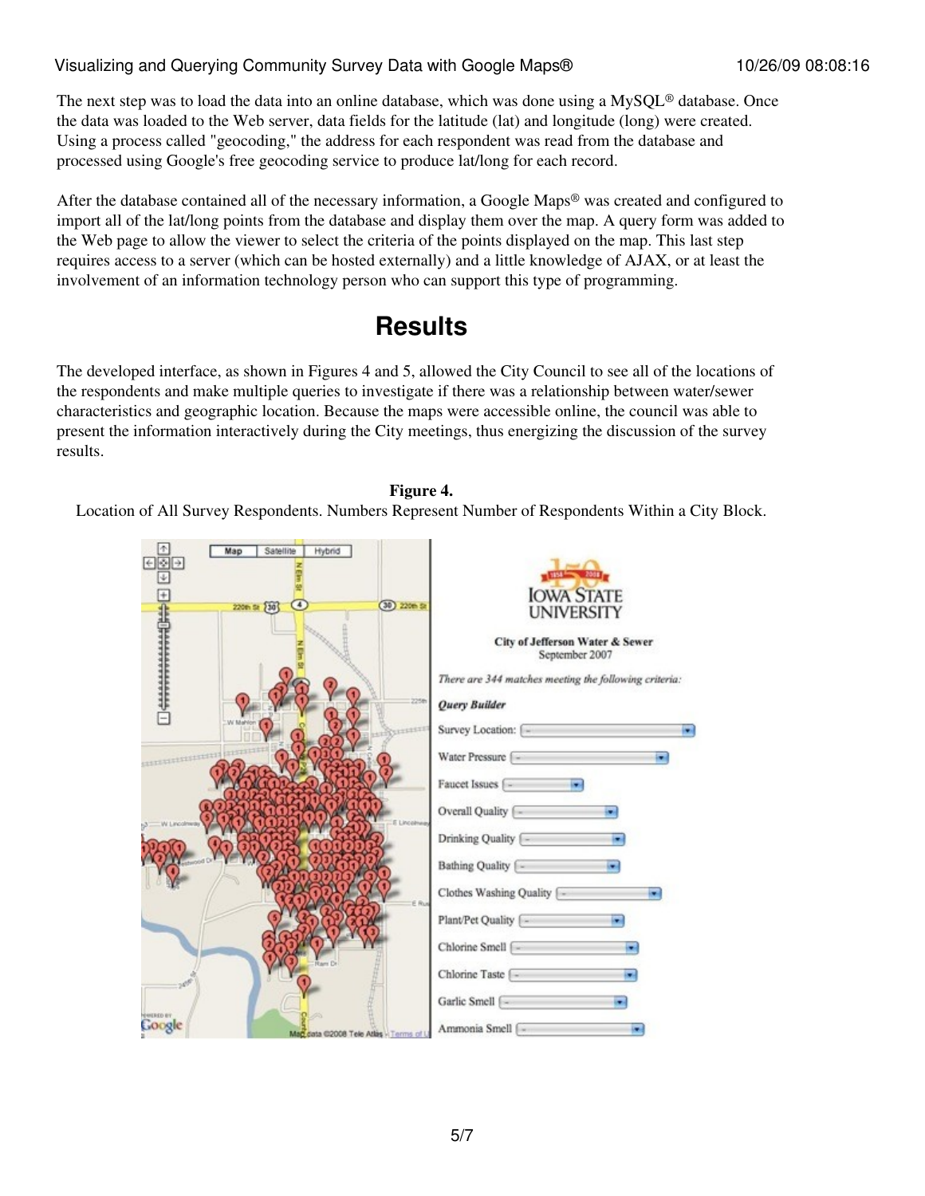The next step was to load the data into an online database, which was done using a MySQL® database. Once the data was loaded to the Web server, data fields for the latitude (lat) and longitude (long) were created. Using a process called "geocoding," the address for each respondent was read from the database and processed using Google's free geocoding service to produce lat/long for each record.

After the database contained all of the necessary information, a Google Maps® was created and configured to import all of the lat/long points from the database and display them over the map. A query form was added to the Web page to allow the viewer to select the criteria of the points displayed on the map. This last step requires access to a server (which can be hosted externally) and a little knowledge of AJAX, or at least the involvement of an information technology person who can support this type of programming.

## Results

The developed interface, as shown in Figures 4 and 5, allowed the City Council to see all of the locations of the respondents and make multiple queries to investigate if there was a relationship between water/sewer characteristics and geographic location. Because the maps were accessible online, the council was able to present the information interactively during the City meetings, thus energizing the discussion of the survey results.

**Figure 4.**
Location of All Survey Respondents. Numbers Represent Number of Respondents Within a City Block.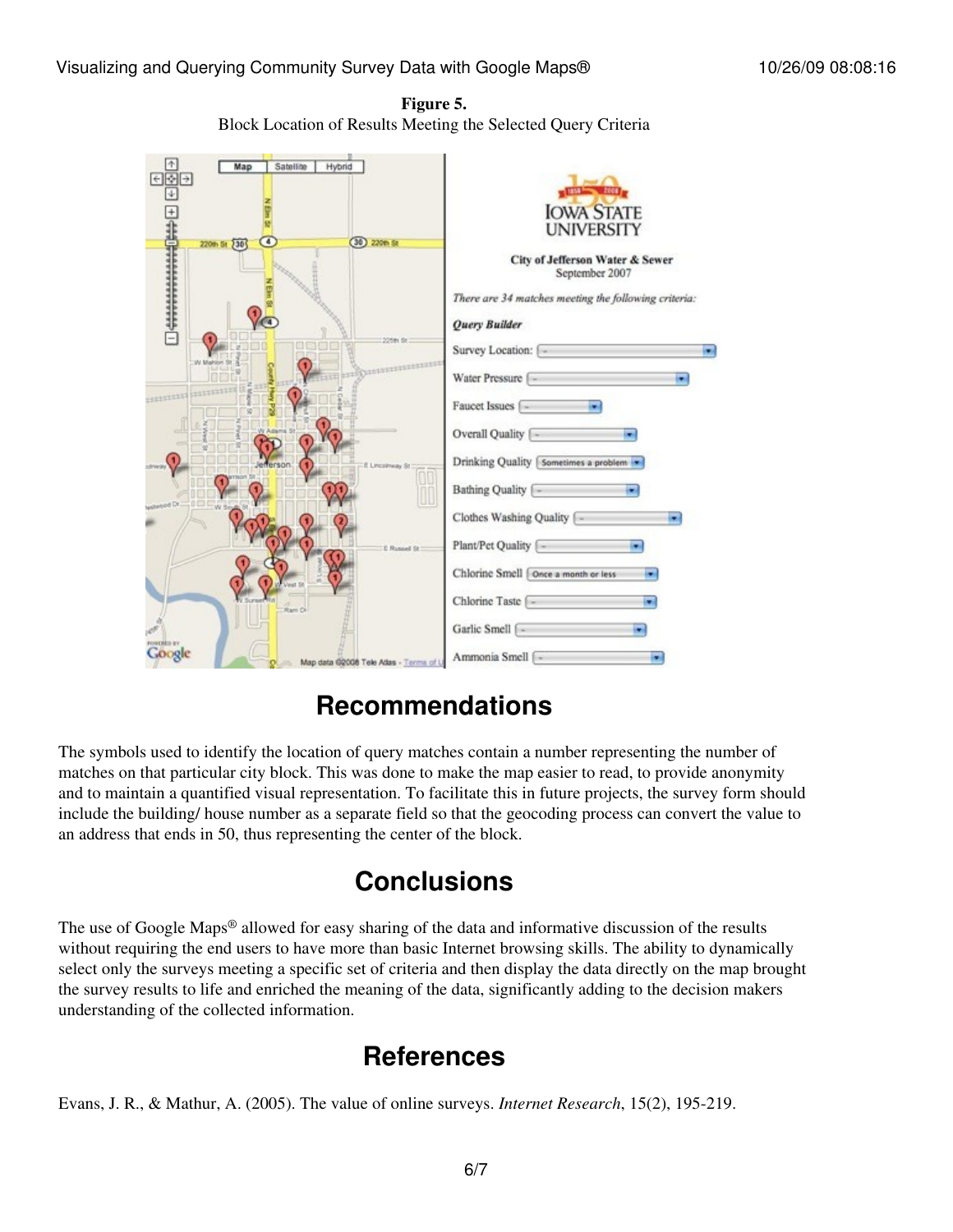**Figure 5.**
Block Location of Results Meeting the Selected Query Criteria

## Recommendations

The symbols used to identify the location of query matches contain a number representing the number of matches on that particular city block. This was done to make the map easier to read, to provide anonymity and to maintain a quantified visual representation. To facilitate this in future projects, the survey form should include the building/ house number as a separate field so that the geocoding process can convert the value to an address that ends in 50, thus representing the center of the block.

## Conclusions

The use of Google Maps® allowed for easy sharing of the data and informative discussion of the results without requiring the end users to have more than basic Internet browsing skills. The ability to dynamically select only the surveys meeting a specific set of criteria and then display the data directly on the map brought the survey results to life and enriched the meaning of the data, significantly adding to the decision makers understanding of the collected information.

## References

Evans, J. R., & Mathur, A. (2005). The value of online surveys. *Internet Research*, 15(2), 195-219.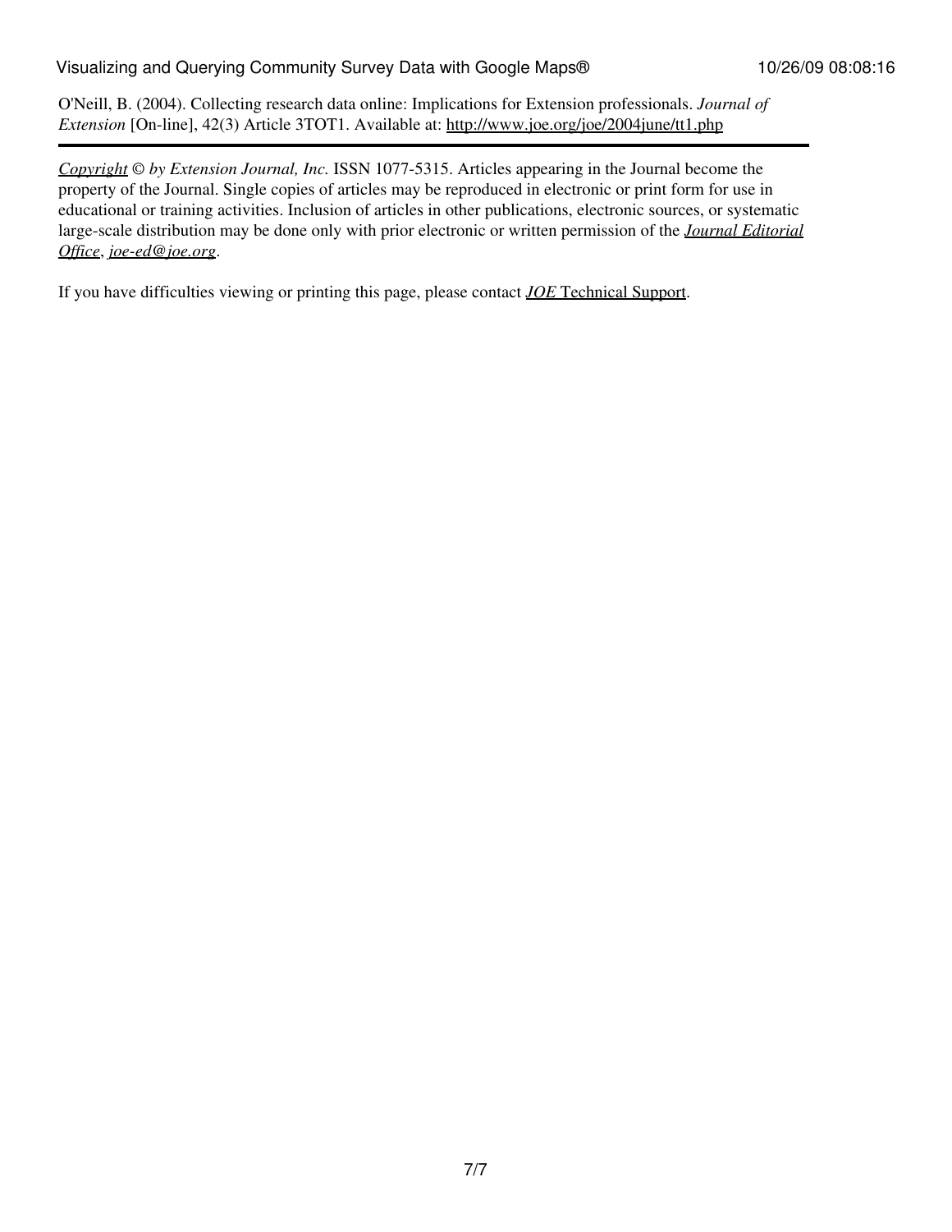O'Neill, B. (2004). Collecting research data online: Implications for Extension professionals. *Journal of Extension* [On-line], 42(3) Article 3TOT1. Available at: http://www.joe.org/joe/2004june/tt1.php

---

*Copyright © by Extension Journal, Inc.* ISSN 1077-5315. Articles appearing in the Journal become the property of the Journal. Single copies of articles may be reproduced in electronic or print form for use in educational or training activities. Inclusion of articles in other publications, electronic sources, or systematic large-scale distribution may be done only with prior electronic or written permission of the *Journal Editorial Office*, *joe-ed@joe.org*.

If you have difficulties viewing or printing this page, please contact *JOE* Technical Support.